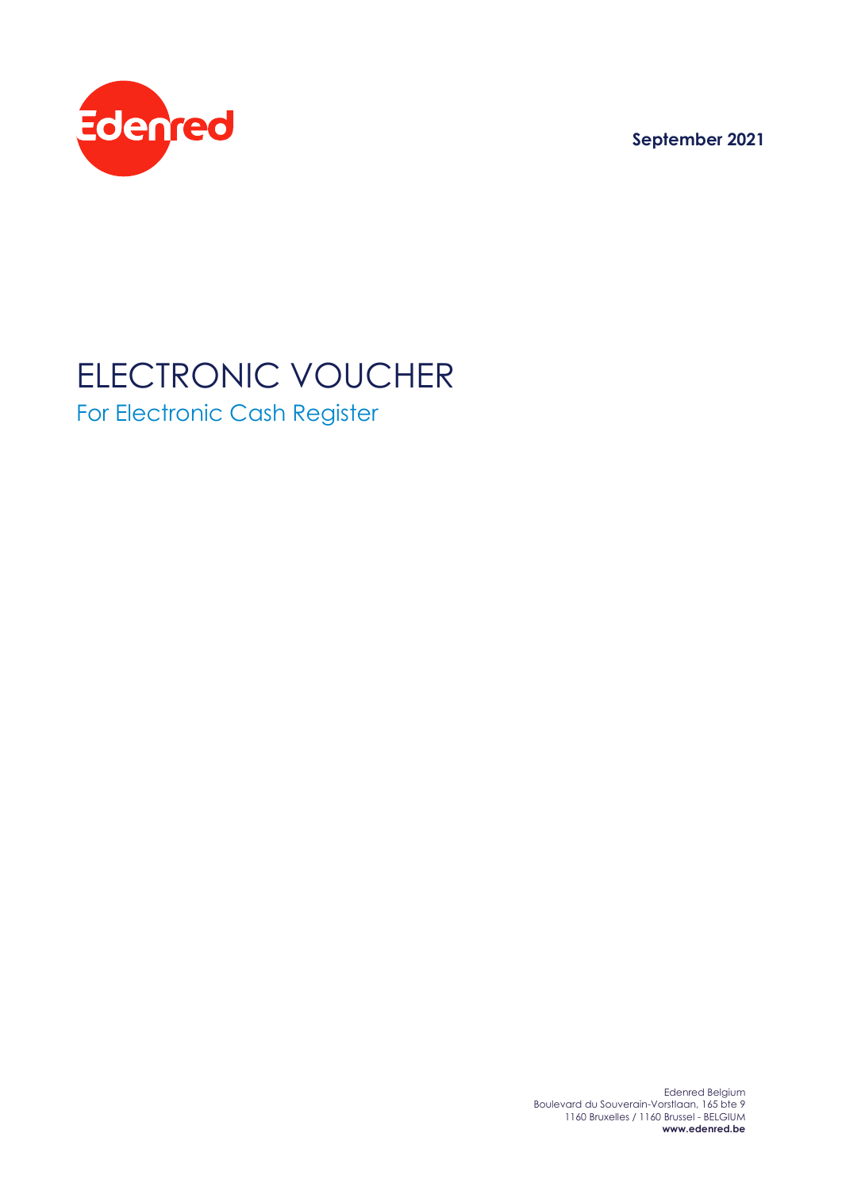Edenred

**September 2021**

# ELECTRONIC VOUCHER

## For Electronic Cash Register

Edenred Belgium
Boulevard du Souverain-Vorstlaan, 165 bte 9
1160 Bruxelles / 1160 Brussel - BELGIUM
**www.edenred.be**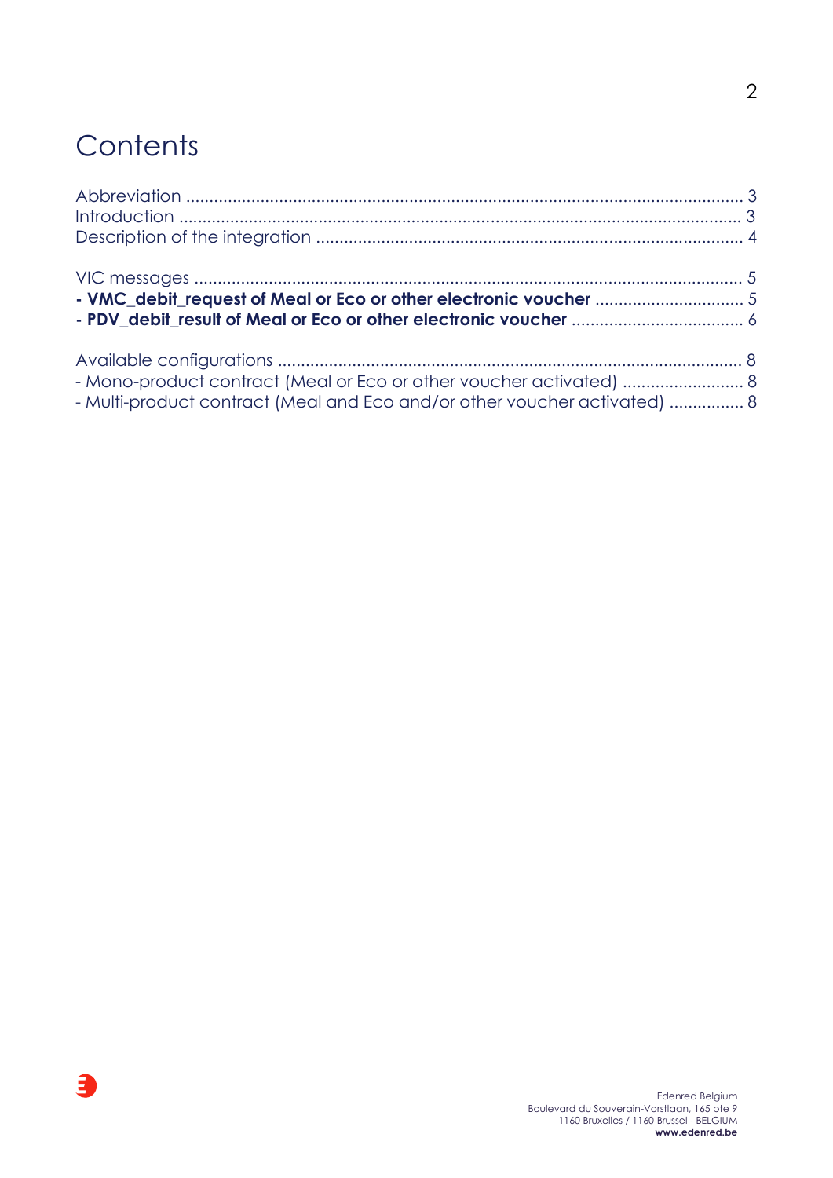# Contents

Abbreviation ........................................................................................................................ 3
Introduction ......................................................................................................................... 3
Description of the integration ............................................................................................ 4

VIC messages ....................................................................................................................... 5
**- VMC_debit_request of Meal or Eco or other electronic voucher** ................................ 5
**- PDV_debit_result of Meal or Eco or other electronic voucher** .................................... 6

Available configurations ...................................................................................................... 8
- Mono-product contract (Meal or Eco or other voucher activated) .......................... 8
- Multi-product contract (Meal and Eco and/or other voucher activated) ................ 8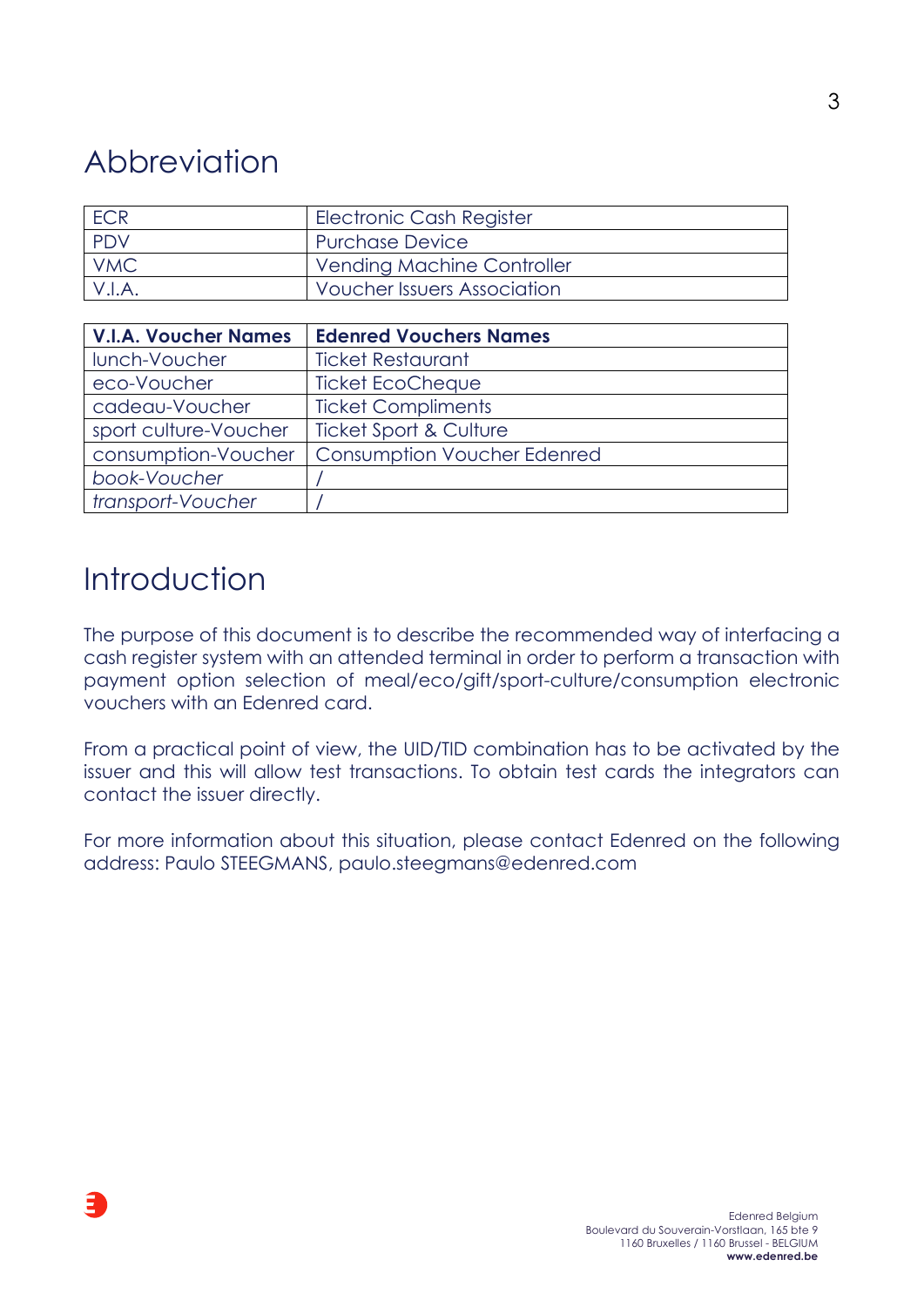# Abbreviation

| | |
|---|---|
| ECR | Electronic Cash Register |
| PDV | Purchase Device |
| VMC | Vending Machine Controller |
| V.I.A. | Voucher Issuers Association |

| **V.I.A. Voucher Names** | **Edenred Vouchers Names** |
|---|---|
| lunch-Voucher | Ticket Restaurant |
| eco-Voucher | Ticket EcoCheque |
| cadeau-Voucher | Ticket Compliments |
| sport culture-Voucher | Ticket Sport & Culture |
| consumption-Voucher | Consumption Voucher Edenred |
| *book-Voucher* | / |
| *transport-Voucher* | / |

# Introduction

The purpose of this document is to describe the recommended way of interfacing a cash register system with an attended terminal in order to perform a transaction with payment option selection of meal/eco/gift/sport-culture/consumption electronic vouchers with an Edenred card.

From a practical point of view, the UID/TID combination has to be activated by the issuer and this will allow test transactions. To obtain test cards the integrators can contact the issuer directly.

For more information about this situation, please contact Edenred on the following address: Paulo STEEGMANS, paulo.steegmans@edenred.com

Edenred Belgium
Boulevard du Souverain-Vorstlaan, 165 bte 9
1160 Bruxelles / 1160 Brussel - BELGIUM
**www.edenred.be**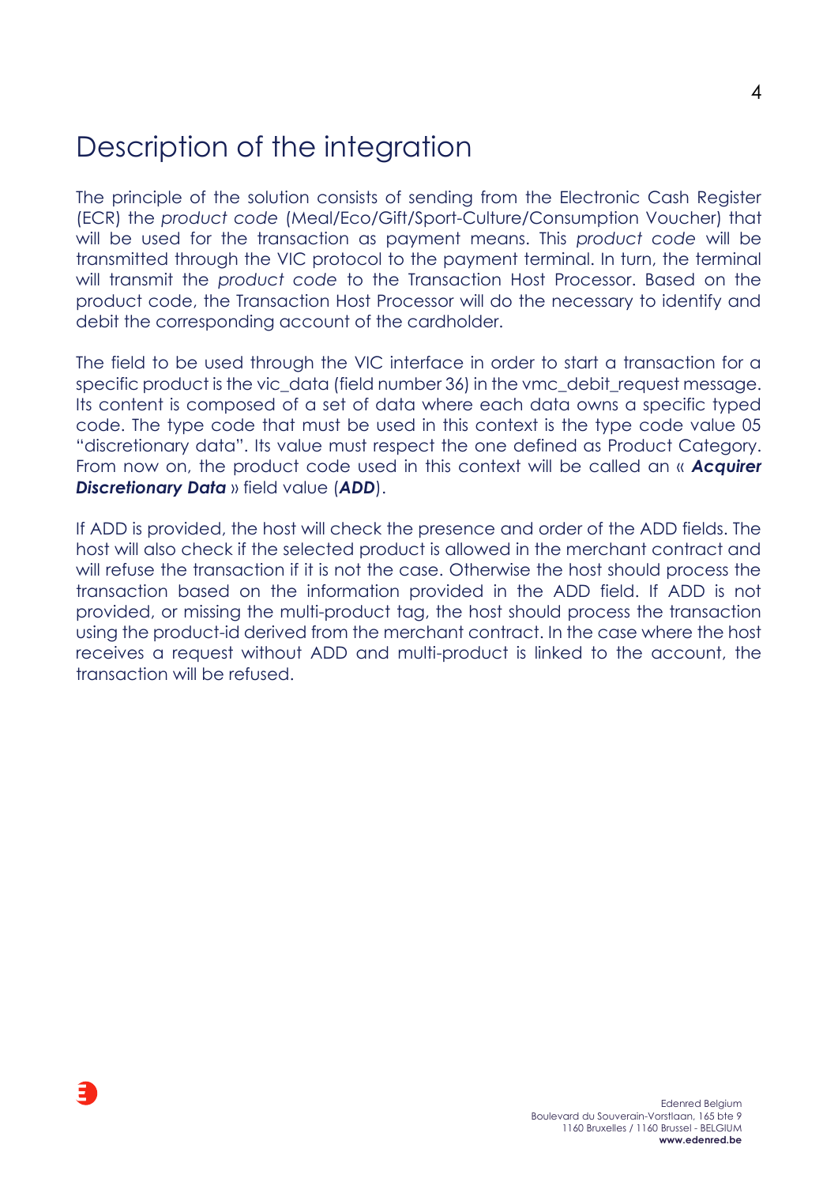# Description of the integration

The principle of the solution consists of sending from the Electronic Cash Register (ECR) the *product code* (Meal/Eco/Gift/Sport-Culture/Consumption Voucher) that will be used for the transaction as payment means. This *product code* will be transmitted through the VIC protocol to the payment terminal. In turn, the terminal will transmit the *product code* to the Transaction Host Processor. Based on the product code, the Transaction Host Processor will do the necessary to identify and debit the corresponding account of the cardholder.

The field to be used through the VIC interface in order to start a transaction for a specific product is the vic_data (field number 36) in the vmc_debit_request message. Its content is composed of a set of data where each data owns a specific typed code. The type code that must be used in this context is the type code value 05 "discretionary data". Its value must respect the one defined as Product Category. From now on, the product code used in this context will be called an « ***Acquirer Discretionary Data*** » field value (***ADD***).

If ADD is provided, the host will check the presence and order of the ADD fields. The host will also check if the selected product is allowed in the merchant contract and will refuse the transaction if it is not the case. Otherwise the host should process the transaction based on the information provided in the ADD field. If ADD is not provided, or missing the multi-product tag, the host should process the transaction using the product-id derived from the merchant contract. In the case where the host receives a request without ADD and multi-product is linked to the account, the transaction will be refused.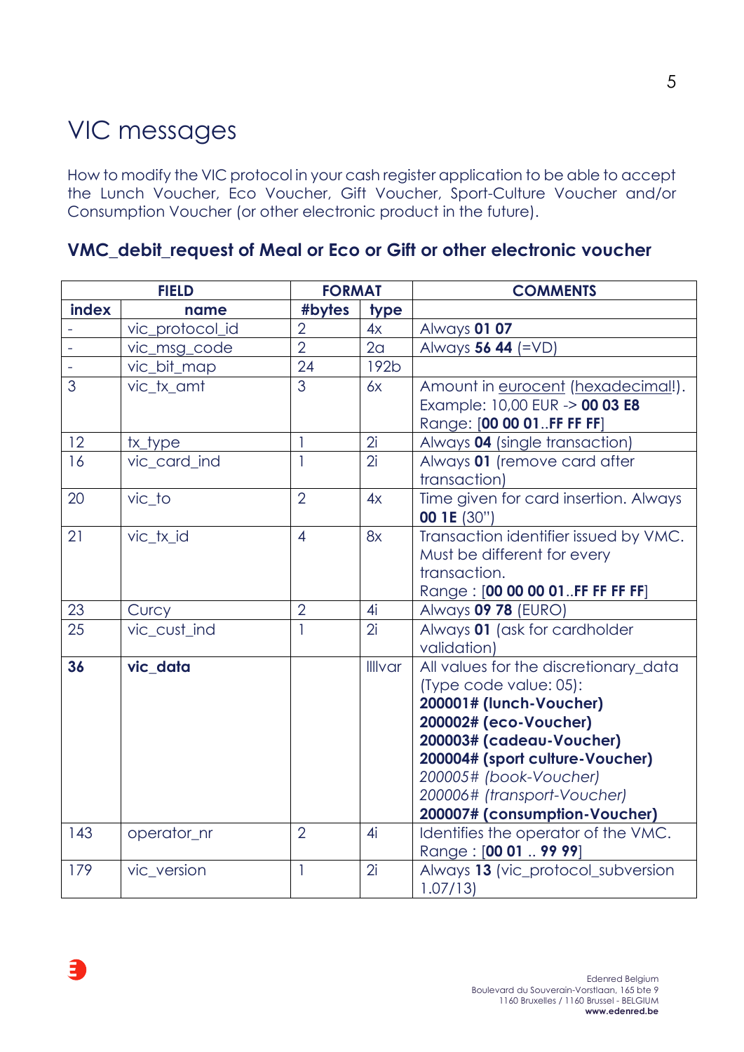# VIC messages

How to modify the VIC protocol in your cash register application to be able to accept the Lunch Voucher, Eco Voucher, Gift Voucher, Sport-Culture Voucher and/or Consumption Voucher (or other electronic product in the future).

## VMC_debit_request of Meal or Eco or Gift or other electronic voucher

| FIELD | | FORMAT | | COMMENTS |
|---|---|---|---|---|
| **index** | **name** | **#bytes** | **type** | |
| - | vic_protocol_id | 2 | 4x | Always **01 07** |
| - | vic_msg_code | 2 | 2a | Always **56 44** (=VD) |
| - | vic_bit_map | 24 | 192b | |
| 3 | vic_tx_amt | 3 | 6x | Amount in eurocent (hexadecimal!). Example: 10,00 EUR -> **00 03 E8** Range: [**00 00 01**..**FF FF FF**] |
| 12 | tx_type | 1 | 2i | Always **04** (single transaction) |
| 16 | vic_card_ind | 1 | 2i | Always **01** (remove card after transaction) |
| 20 | vic_to | 2 | 4x | Time given for card insertion. Always **00 1E** (30") |
| 21 | vic_tx_id | 4 | 8x | Transaction identifier issued by VMC. Must be different for every transaction. Range : [**00 00 00 01**..**FF FF FF FF**] |
| 23 | Curcy | 2 | 4i | Always **09 78** (EURO) |
| 25 | vic_cust_ind | 1 | 2i | Always **01** (ask for cardholder validation) |
| **36** | **vic_data** | | lllvar | All values for the discretionary_data (Type code value: 05): **200001# (lunch-Voucher)** **200002# (eco-Voucher)** **200003# (cadeau-Voucher)** **200004# (sport culture-Voucher)** *200005# (book-Voucher)* *200006# (transport-Voucher)* **200007# (consumption-Voucher)** |
| 143 | operator_nr | 2 | 4i | Identifies the operator of the VMC. Range : [**00 01** .. **99 99**] |
| 179 | vic_version | 1 | 2i | Always **13** (vic_protocol_subversion 1.07/13) |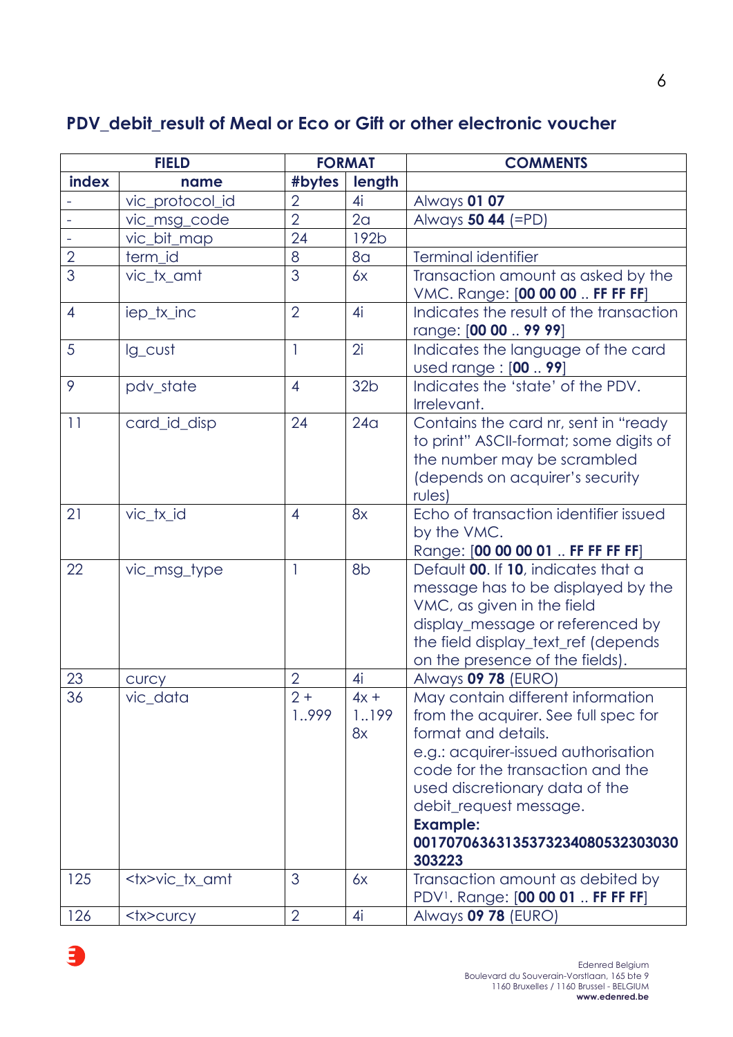### PDV_debit_result of Meal or Eco or Gift or other electronic voucher

| FIELD | | FORMAT | | COMMENTS |
|---|---|---|---|---|
| index | name | #bytes | length | |
| - | vic_protocol_id | 2 | 4i | Always **01 07** |
| - | vic_msg_code | 2 | 2a | Always **50 44** (=PD) |
| - | vic_bit_map | 24 | 192b | |
| 2 | term_id | 8 | 8a | Terminal identifier |
| 3 | vic_tx_amt | 3 | 6x | Transaction amount as asked by the VMC. Range: [**00 00 00** .. **FF FF FF**] |
| 4 | iep_tx_inc | 2 | 4i | Indicates the result of the transaction range: [**00 00** .. **99 99**] |
| 5 | lg_cust | 1 | 2i | Indicates the language of the card used range : [**00** .. **99**] |
| 9 | pdv_state | 4 | 32b | Indicates the 'state' of the PDV. Irrelevant. |
| 11 | card_id_disp | 24 | 24a | Contains the card nr, sent in "ready to print" ASCII-format; some digits of the number may be scrambled (depends on acquirer's security rules) |
| 21 | vic_tx_id | 4 | 8x | Echo of transaction identifier issued by the VMC. Range: [**00 00 00 01** .. **FF FF FF FF**] |
| 22 | vic_msg_type | 1 | 8b | Default **00**. If **10**, indicates that a message has to be displayed by the VMC, as given in the field display_message or referenced by the field display_text_ref (depends on the presence of the fields). |
| 23 | curcy | 2 | 4i | Always **09 78** (EURO) |
| 36 | vic_data | 2 + 1..999 | 4x + 1..199 8x | May contain different information from the acquirer. See full spec for format and details. e.g.: acquirer-issued authorisation code for the transaction and the used discretionary data of the debit_request message. **Example: 0017070636313537323408053230303030 3223** |
| 125 | <tx>vic_tx_amt | 3 | 6x | Transaction amount as debited by PDV[1]. Range: [**00 00 01** .. **FF FF FF**] |
| 126 | <tx>curcy | 2 | 4i | Always **09 78** (EURO) |

Edenred Belgium
Boulevard du Souverain-Vorstlaan, 165 bte 9
1160 Bruxelles / 1160 Brussel - BELGIUM
**www.edenred.be**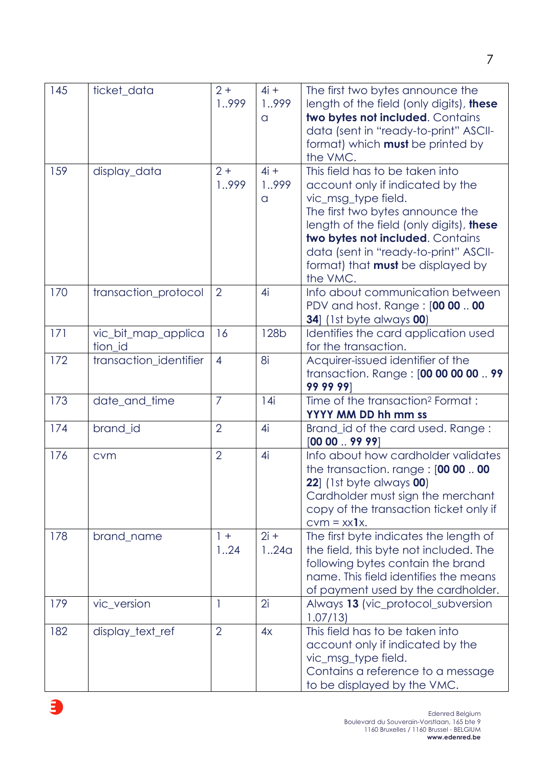| 145 | ticket_data | 2 + 1..999 | 4i + 1..999 a | The first two bytes announce the length of the field (only digits), **these two bytes not included**. Contains data (sent in "ready-to-print" ASCII-format) which **must** be printed by the VMC. |
|---|---|---|---|---|
| 159 | display_data | 2 + 1..999 | 4i + 1..999 a | This field has to be taken into account only if indicated by the vic_msg_type field. The first two bytes announce the length of the field (only digits), **these two bytes not included**. Contains data (sent in "ready-to-print" ASCII-format) that **must** be displayed by the VMC. |
| 170 | transaction_protocol | 2 | 4i | Info about communication between PDV and host. Range : [**00 00** .. **00 34**] (1st byte always **00**) |
| 171 | vic_bit_map_application_id | 16 | 128b | Identifies the card application used for the transaction. |
| 172 | transaction_identifier | 4 | 8i | Acquirer-issued identifier of the transaction. Range : [**00 00 00 00** .. **99 99 99 99**] |
| 173 | date_and_time | 7 | 14i | Time of the transaction[2] Format : **YYYY MM DD hh mm ss** |
| 174 | brand_id | 2 | 4i | Brand_id of the card used. Range : [**00 00** .. **99 99**] |
| 176 | cvm | 2 | 4i | Info about how cardholder validates the transaction. range : [**00 00** .. **00 22**] (1st byte always **00**) Cardholder must sign the merchant copy of the transaction ticket only if cvm = xx**1**x. |
| 178 | brand_name | 1 + 1..24 | 2i + 1..24a | The first byte indicates the length of the field, this byte not included. The following bytes contain the brand name. This field identifies the means of payment used by the cardholder. |
| 179 | vic_version | 1 | 2i | Always **13** (vic_protocol_subversion 1.07/13) |
| 182 | display_text_ref | 2 | 4x | This field has to be taken into account only if indicated by the vic_msg_type field. Contains a reference to a message to be displayed by the VMC. |

Edenred Belgium
Boulevard du Souverain-Vorstlaan, 165 bte 9
1160 Bruxelles / 1160 Brussel - BELGIUM
**www.edenred.be**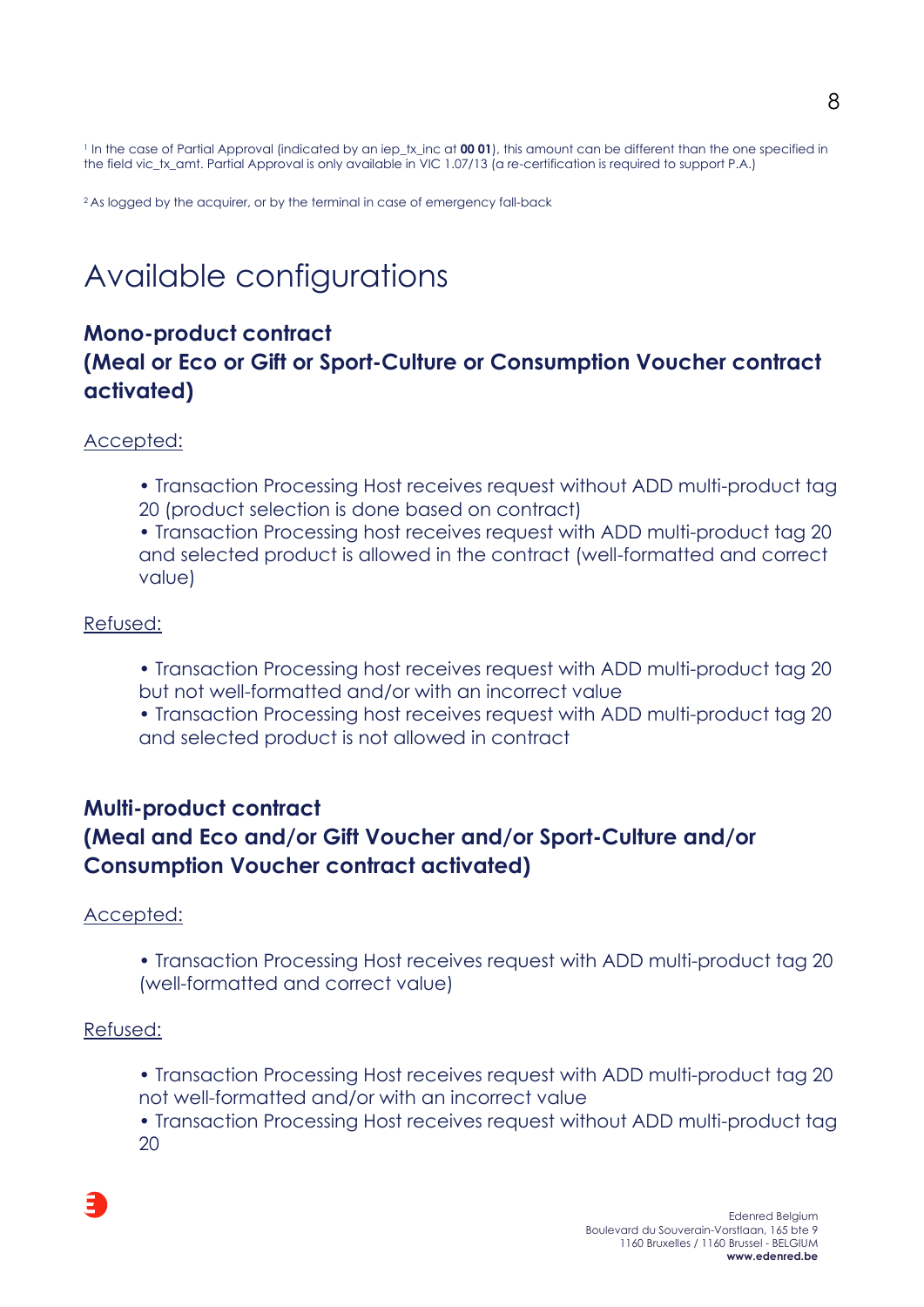[1] In the case of Partial Approval (indicated by an iep_tx_inc at **00 01**), this amount can be different than the one specified in the field vic_tx_amt. Partial Approval is only available in VIC 1.07/13 (a re-certification is required to support P.A.)

[2] As logged by the acquirer, or by the terminal in case of emergency fall-back

# Available configurations

### Mono-product contract (Meal or Eco or Gift or Sport-Culture or Consumption Voucher contract activated)

Accepted:

- Transaction Processing Host receives request without ADD multi-product tag 20 (product selection is done based on contract)
- Transaction Processing host receives request with ADD multi-product tag 20 and selected product is allowed in the contract (well-formatted and correct value)

Refused:

- Transaction Processing host receives request with ADD multi-product tag 20 but not well-formatted and/or with an incorrect value
- Transaction Processing host receives request with ADD multi-product tag 20 and selected product is not allowed in contract

### Multi-product contract (Meal and Eco and/or Gift Voucher and/or Sport-Culture and/or Consumption Voucher contract activated)

Accepted:

- Transaction Processing Host receives request with ADD multi-product tag 20 (well-formatted and correct value)

Refused:

- Transaction Processing Host receives request with ADD multi-product tag 20 not well-formatted and/or with an incorrect value
- Transaction Processing Host receives request without ADD multi-product tag 20

Edenred Belgium
Boulevard du Souverain-Vorstlaan, 165 bte 9
1160 Bruxelles / 1160 Brussel - BELGIUM
**www.edenred.be**